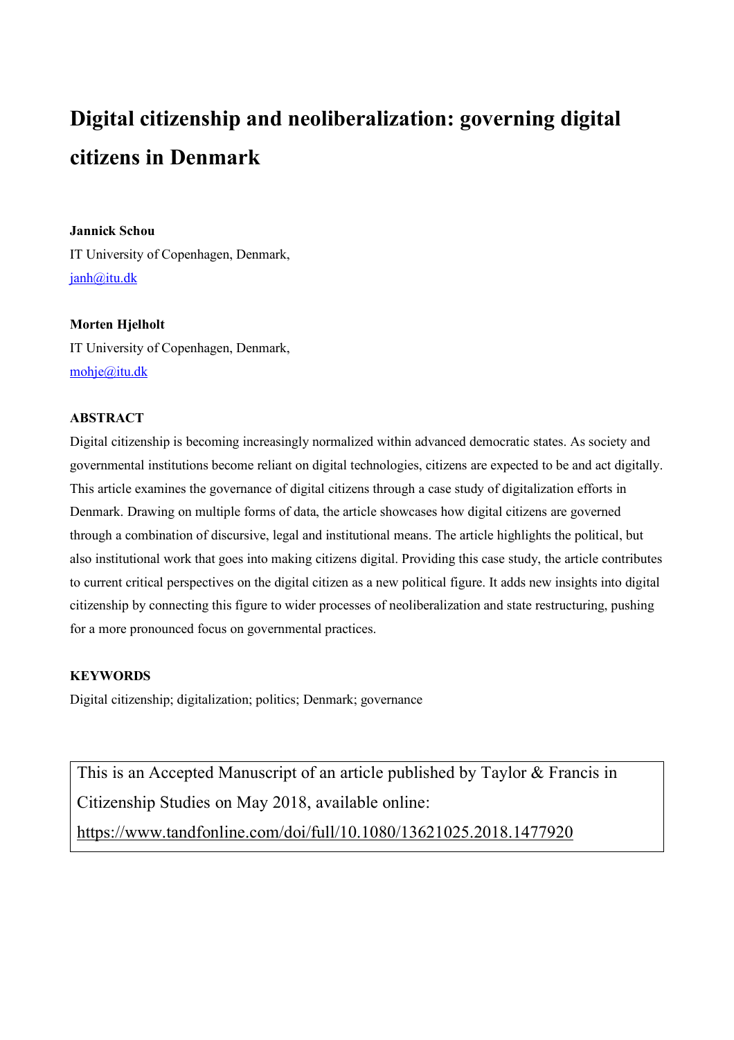# Digital citizenship and neoliberalization: governing digital citizens in Denmark

**Jannick Schou**

IT University of Copenhagen, Denmark,

janh@itu.dk

**Morten Hjelholt**

IT University of Copenhagen, Denmark,

mohje@itu.dk

**ABSTRACT**

Digital citizenship is becoming increasingly normalized within advanced democratic states. As society and governmental institutions become reliant on digital technologies, citizens are expected to be and act digitally. This article examines the governance of digital citizens through a case study of digitalization efforts in Denmark. Drawing on multiple forms of data, the article showcases how digital citizens are governed through a combination of discursive, legal and institutional means. The article highlights the political, but also institutional work that goes into making citizens digital. Providing this case study, the article contributes to current critical perspectives on the digital citizen as a new political figure. It adds new insights into digital citizenship by connecting this figure to wider processes of neoliberalization and state restructuring, pushing for a more pronounced focus on governmental practices.

**KEYWORDS**

Digital citizenship; digitalization; politics; Denmark; governance

This is an Accepted Manuscript of an article published by Taylor & Francis in Citizenship Studies on May 2018, available online: https://www.tandfonline.com/doi/full/10.1080/13621025.2018.1477920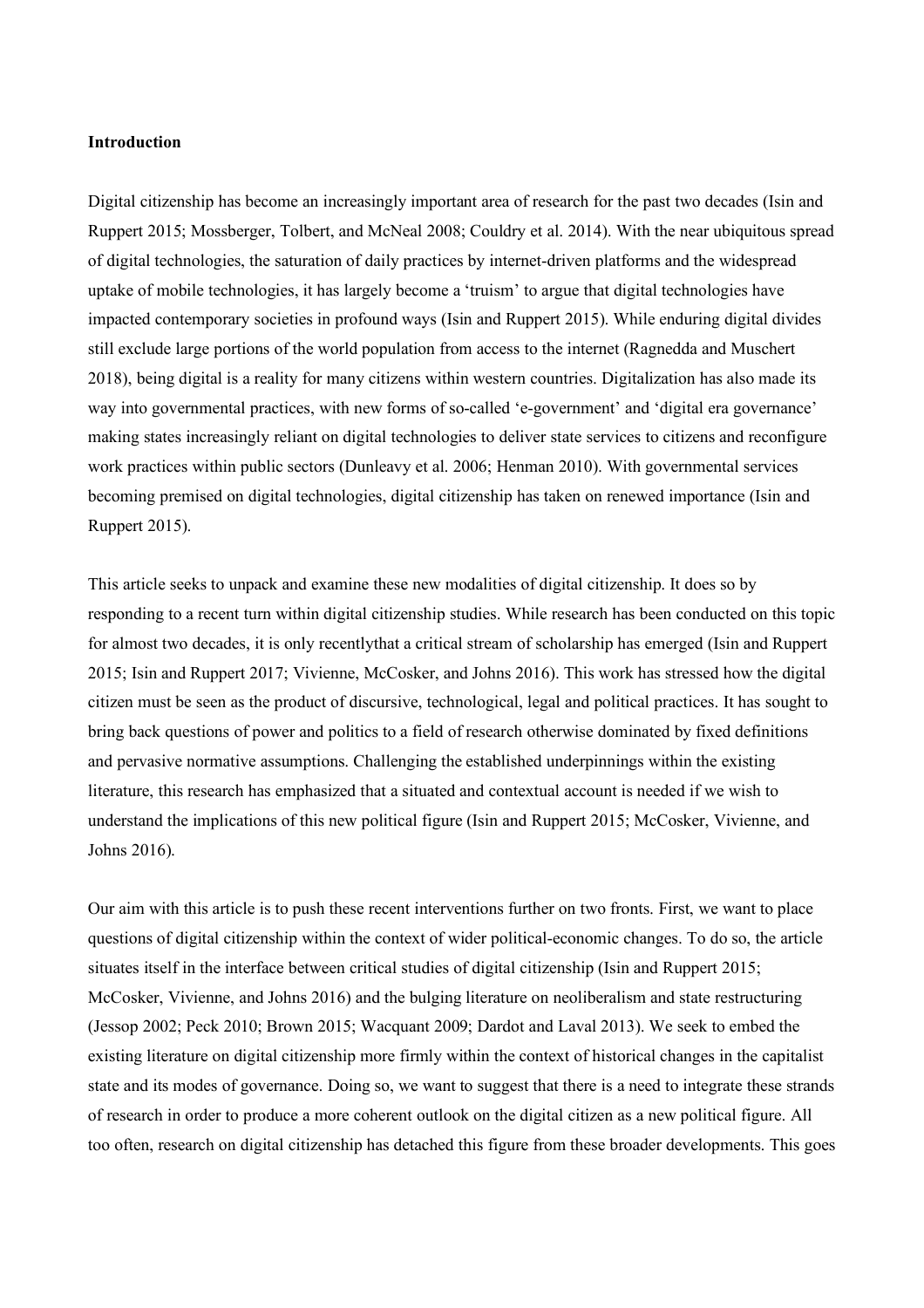**Introduction**

Digital citizenship has become an increasingly important area of research for the past two decades (Isin and Ruppert 2015; Mossberger, Tolbert, and McNeal 2008; Couldry et al. 2014). With the near ubiquitous spread of digital technologies, the saturation of daily practices by internet-driven platforms and the widespread uptake of mobile technologies, it has largely become a 'truism' to argue that digital technologies have impacted contemporary societies in profound ways (Isin and Ruppert 2015). While enduring digital divides still exclude large portions of the world population from access to the internet (Ragnedda and Muschert 2018), being digital is a reality for many citizens within western countries. Digitalization has also made its way into governmental practices, with new forms of so-called 'e-government' and 'digital era governance' making states increasingly reliant on digital technologies to deliver state services to citizens and reconfigure work practices within public sectors (Dunleavy et al. 2006; Henman 2010). With governmental services becoming premised on digital technologies, digital citizenship has taken on renewed importance (Isin and Ruppert 2015).

This article seeks to unpack and examine these new modalities of digital citizenship. It does so by responding to a recent turn within digital citizenship studies. While research has been conducted on this topic for almost two decades, it is only recentlythat a critical stream of scholarship has emerged (Isin and Ruppert 2015; Isin and Ruppert 2017; Vivienne, McCosker, and Johns 2016). This work has stressed how the digital citizen must be seen as the product of discursive, technological, legal and political practices. It has sought to bring back questions of power and politics to a field of research otherwise dominated by fixed definitions and pervasive normative assumptions. Challenging the established underpinnings within the existing literature, this research has emphasized that a situated and contextual account is needed if we wish to understand the implications of this new political figure (Isin and Ruppert 2015; McCosker, Vivienne, and Johns 2016).

Our aim with this article is to push these recent interventions further on two fronts. First, we want to place questions of digital citizenship within the context of wider political-economic changes. To do so, the article situates itself in the interface between critical studies of digital citizenship (Isin and Ruppert 2015; McCosker, Vivienne, and Johns 2016) and the bulging literature on neoliberalism and state restructuring (Jessop 2002; Peck 2010; Brown 2015; Wacquant 2009; Dardot and Laval 2013). We seek to embed the existing literature on digital citizenship more firmly within the context of historical changes in the capitalist state and its modes of governance. Doing so, we want to suggest that there is a need to integrate these strands of research in order to produce a more coherent outlook on the digital citizen as a new political figure. All too often, research on digital citizenship has detached this figure from these broader developments. This goes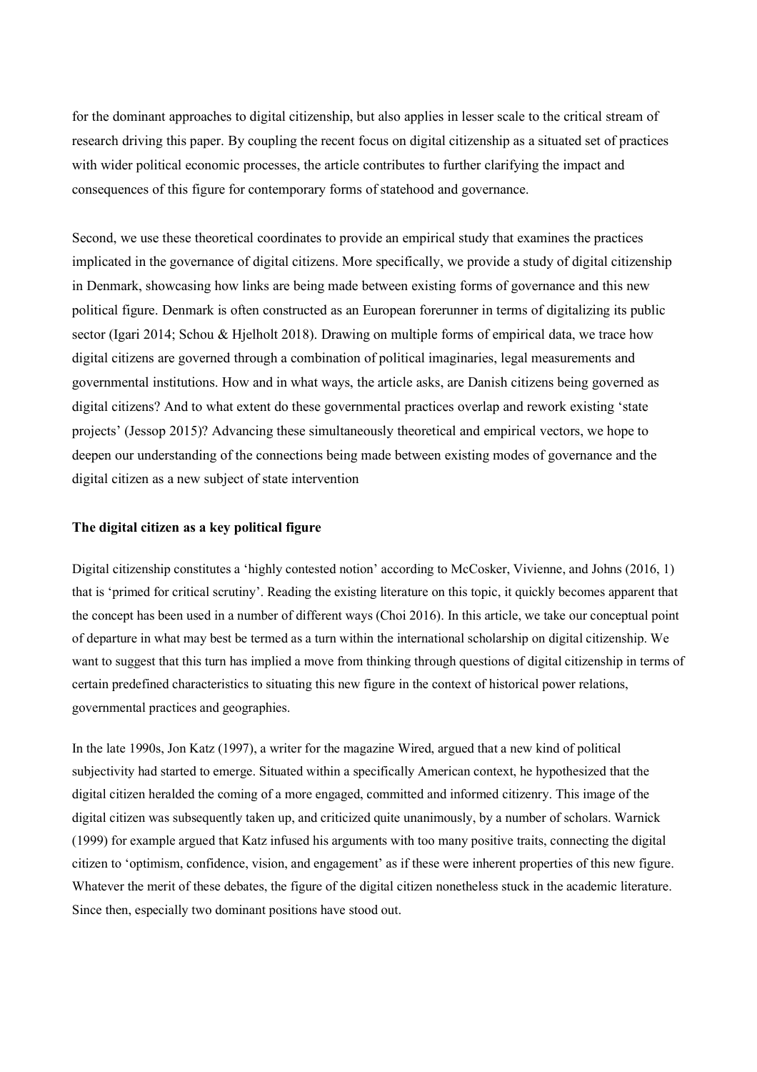for the dominant approaches to digital citizenship, but also applies in lesser scale to the critical stream of research driving this paper. By coupling the recent focus on digital citizenship as a situated set of practices with wider political economic processes, the article contributes to further clarifying the impact and consequences of this figure for contemporary forms of statehood and governance.

Second, we use these theoretical coordinates to provide an empirical study that examines the practices implicated in the governance of digital citizens. More specifically, we provide a study of digital citizenship in Denmark, showcasing how links are being made between existing forms of governance and this new political figure. Denmark is often constructed as an European forerunner in terms of digitalizing its public sector (Igari 2014; Schou & Hjelholt 2018). Drawing on multiple forms of empirical data, we trace how digital citizens are governed through a combination of political imaginaries, legal measurements and governmental institutions. How and in what ways, the article asks, are Danish citizens being governed as digital citizens? And to what extent do these governmental practices overlap and rework existing 'state projects' (Jessop 2015)? Advancing these simultaneously theoretical and empirical vectors, we hope to deepen our understanding of the connections being made between existing modes of governance and the digital citizen as a new subject of state intervention

**The digital citizen as a key political figure**

Digital citizenship constitutes a 'highly contested notion' according to McCosker, Vivienne, and Johns (2016, 1) that is 'primed for critical scrutiny'. Reading the existing literature on this topic, it quickly becomes apparent that the concept has been used in a number of different ways (Choi 2016). In this article, we take our conceptual point of departure in what may best be termed as a turn within the international scholarship on digital citizenship. We want to suggest that this turn has implied a move from thinking through questions of digital citizenship in terms of certain predefined characteristics to situating this new figure in the context of historical power relations, governmental practices and geographies.

In the late 1990s, Jon Katz (1997), a writer for the magazine Wired, argued that a new kind of political subjectivity had started to emerge. Situated within a specifically American context, he hypothesized that the digital citizen heralded the coming of a more engaged, committed and informed citizenry. This image of the digital citizen was subsequently taken up, and criticized quite unanimously, by a number of scholars. Warnick (1999) for example argued that Katz infused his arguments with too many positive traits, connecting the digital citizen to 'optimism, confidence, vision, and engagement' as if these were inherent properties of this new figure. Whatever the merit of these debates, the figure of the digital citizen nonetheless stuck in the academic literature. Since then, especially two dominant positions have stood out.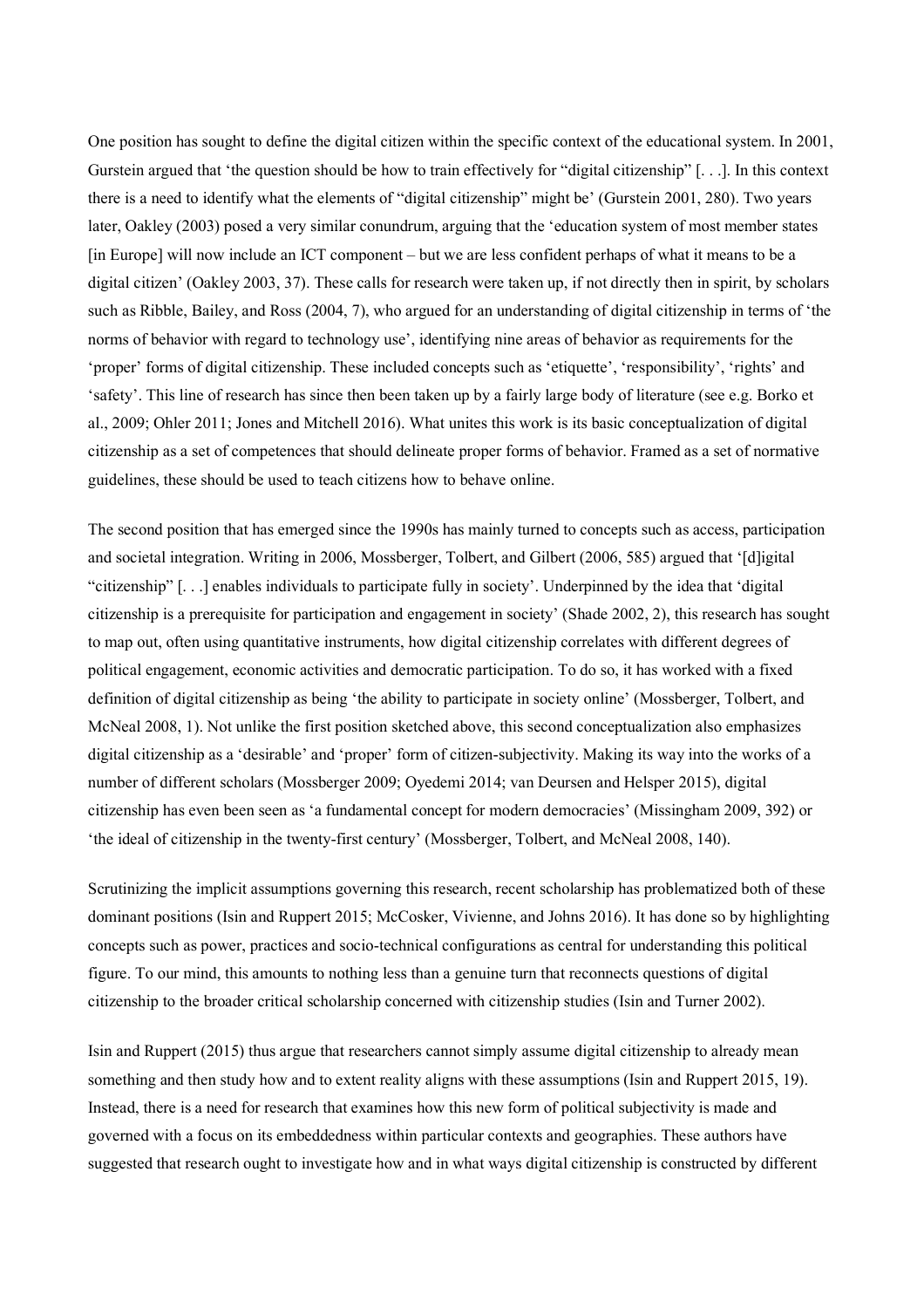One position has sought to define the digital citizen within the specific context of the educational system. In 2001, Gurstein argued that 'the question should be how to train effectively for "digital citizenship" [. . .]. In this context there is a need to identify what the elements of "digital citizenship" might be' (Gurstein 2001, 280). Two years later, Oakley (2003) posed a very similar conundrum, arguing that the 'education system of most member states [in Europe] will now include an ICT component – but we are less confident perhaps of what it means to be a digital citizen' (Oakley 2003, 37). These calls for research were taken up, if not directly then in spirit, by scholars such as Ribble, Bailey, and Ross (2004, 7), who argued for an understanding of digital citizenship in terms of 'the norms of behavior with regard to technology use', identifying nine areas of behavior as requirements for the 'proper' forms of digital citizenship. These included concepts such as 'etiquette', 'responsibility', 'rights' and 'safety'. This line of research has since then been taken up by a fairly large body of literature (see e.g. Borko et al., 2009; Ohler 2011; Jones and Mitchell 2016). What unites this work is its basic conceptualization of digital citizenship as a set of competences that should delineate proper forms of behavior. Framed as a set of normative guidelines, these should be used to teach citizens how to behave online.

The second position that has emerged since the 1990s has mainly turned to concepts such as access, participation and societal integration. Writing in 2006, Mossberger, Tolbert, and Gilbert (2006, 585) argued that '[d]igital "citizenship" [. . .] enables individuals to participate fully in society'. Underpinned by the idea that 'digital citizenship is a prerequisite for participation and engagement in society' (Shade 2002, 2), this research has sought to map out, often using quantitative instruments, how digital citizenship correlates with different degrees of political engagement, economic activities and democratic participation. To do so, it has worked with a fixed definition of digital citizenship as being 'the ability to participate in society online' (Mossberger, Tolbert, and McNeal 2008, 1). Not unlike the first position sketched above, this second conceptualization also emphasizes digital citizenship as a 'desirable' and 'proper' form of citizen-subjectivity. Making its way into the works of a number of different scholars (Mossberger 2009; Oyedemi 2014; van Deursen and Helsper 2015), digital citizenship has even been seen as 'a fundamental concept for modern democracies' (Missingham 2009, 392) or 'the ideal of citizenship in the twenty-first century' (Mossberger, Tolbert, and McNeal 2008, 140).

Scrutinizing the implicit assumptions governing this research, recent scholarship has problematized both of these dominant positions (Isin and Ruppert 2015; McCosker, Vivienne, and Johns 2016). It has done so by highlighting concepts such as power, practices and socio-technical configurations as central for understanding this political figure. To our mind, this amounts to nothing less than a genuine turn that reconnects questions of digital citizenship to the broader critical scholarship concerned with citizenship studies (Isin and Turner 2002).

Isin and Ruppert (2015) thus argue that researchers cannot simply assume digital citizenship to already mean something and then study how and to extent reality aligns with these assumptions (Isin and Ruppert 2015, 19). Instead, there is a need for research that examines how this new form of political subjectivity is made and governed with a focus on its embeddedness within particular contexts and geographies. These authors have suggested that research ought to investigate how and in what ways digital citizenship is constructed by different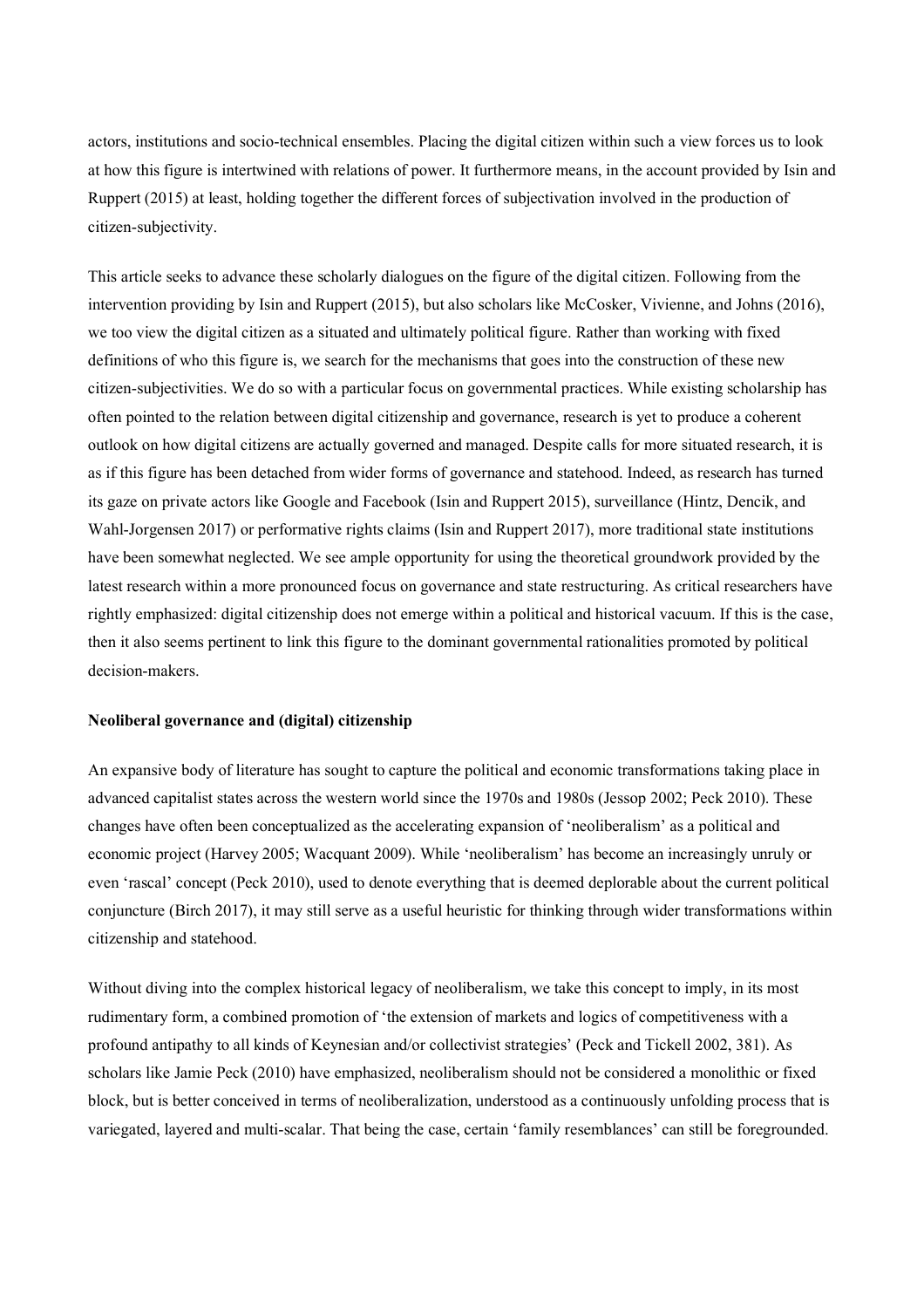actors, institutions and socio-technical ensembles. Placing the digital citizen within such a view forces us to look at how this figure is intertwined with relations of power. It furthermore means, in the account provided by Isin and Ruppert (2015) at least, holding together the different forces of subjectivation involved in the production of citizen-subjectivity.

This article seeks to advance these scholarly dialogues on the figure of the digital citizen. Following from the intervention providing by Isin and Ruppert (2015), but also scholars like McCosker, Vivienne, and Johns (2016), we too view the digital citizen as a situated and ultimately political figure. Rather than working with fixed definitions of who this figure is, we search for the mechanisms that goes into the construction of these new citizen-subjectivities. We do so with a particular focus on governmental practices. While existing scholarship has often pointed to the relation between digital citizenship and governance, research is yet to produce a coherent outlook on how digital citizens are actually governed and managed. Despite calls for more situated research, it is as if this figure has been detached from wider forms of governance and statehood. Indeed, as research has turned its gaze on private actors like Google and Facebook (Isin and Ruppert 2015), surveillance (Hintz, Dencik, and Wahl-Jorgensen 2017) or performative rights claims (Isin and Ruppert 2017), more traditional state institutions have been somewhat neglected. We see ample opportunity for using the theoretical groundwork provided by the latest research within a more pronounced focus on governance and state restructuring. As critical researchers have rightly emphasized: digital citizenship does not emerge within a political and historical vacuum. If this is the case, then it also seems pertinent to link this figure to the dominant governmental rationalities promoted by political decision-makers.

**Neoliberal governance and (digital) citizenship**

An expansive body of literature has sought to capture the political and economic transformations taking place in advanced capitalist states across the western world since the 1970s and 1980s (Jessop 2002; Peck 2010). These changes have often been conceptualized as the accelerating expansion of 'neoliberalism' as a political and economic project (Harvey 2005; Wacquant 2009). While 'neoliberalism' has become an increasingly unruly or even 'rascal' concept (Peck 2010), used to denote everything that is deemed deplorable about the current political conjuncture (Birch 2017), it may still serve as a useful heuristic for thinking through wider transformations within citizenship and statehood.

Without diving into the complex historical legacy of neoliberalism, we take this concept to imply, in its most rudimentary form, a combined promotion of 'the extension of markets and logics of competitiveness with a profound antipathy to all kinds of Keynesian and/or collectivist strategies' (Peck and Tickell 2002, 381). As scholars like Jamie Peck (2010) have emphasized, neoliberalism should not be considered a monolithic or fixed block, but is better conceived in terms of neoliberalization, understood as a continuously unfolding process that is variegated, layered and multi-scalar. That being the case, certain 'family resemblances' can still be foregrounded.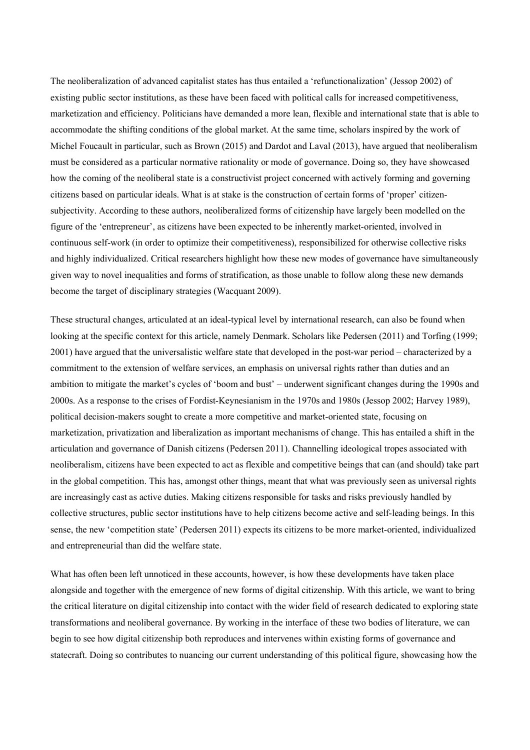The neoliberalization of advanced capitalist states has thus entailed a 'refunctionalization' (Jessop 2002) of existing public sector institutions, as these have been faced with political calls for increased competitiveness, marketization and efficiency. Politicians have demanded a more lean, flexible and international state that is able to accommodate the shifting conditions of the global market. At the same time, scholars inspired by the work of Michel Foucault in particular, such as Brown (2015) and Dardot and Laval (2013), have argued that neoliberalism must be considered as a particular normative rationality or mode of governance. Doing so, they have showcased how the coming of the neoliberal state is a constructivist project concerned with actively forming and governing citizens based on particular ideals. What is at stake is the construction of certain forms of 'proper' citizen-subjectivity. According to these authors, neoliberalized forms of citizenship have largely been modelled on the figure of the 'entrepreneur', as citizens have been expected to be inherently market-oriented, involved in continuous self-work (in order to optimize their competitiveness), responsibilized for otherwise collective risks and highly individualized. Critical researchers highlight how these new modes of governance have simultaneously given way to novel inequalities and forms of stratification, as those unable to follow along these new demands become the target of disciplinary strategies (Wacquant 2009).

These structural changes, articulated at an ideal-typical level by international research, can also be found when looking at the specific context for this article, namely Denmark. Scholars like Pedersen (2011) and Torfing (1999; 2001) have argued that the universalistic welfare state that developed in the post-war period – characterized by a commitment to the extension of welfare services, an emphasis on universal rights rather than duties and an ambition to mitigate the market's cycles of 'boom and bust' – underwent significant changes during the 1990s and 2000s. As a response to the crises of Fordist-Keynesianism in the 1970s and 1980s (Jessop 2002; Harvey 1989), political decision-makers sought to create a more competitive and market-oriented state, focusing on marketization, privatization and liberalization as important mechanisms of change. This has entailed a shift in the articulation and governance of Danish citizens (Pedersen 2011). Channelling ideological tropes associated with neoliberalism, citizens have been expected to act as flexible and competitive beings that can (and should) take part in the global competition. This has, amongst other things, meant that what was previously seen as universal rights are increasingly cast as active duties. Making citizens responsible for tasks and risks previously handled by collective structures, public sector institutions have to help citizens become active and self-leading beings. In this sense, the new 'competition state' (Pedersen 2011) expects its citizens to be more market-oriented, individualized and entrepreneurial than did the welfare state.

What has often been left unnoticed in these accounts, however, is how these developments have taken place alongside and together with the emergence of new forms of digital citizenship. With this article, we want to bring the critical literature on digital citizenship into contact with the wider field of research dedicated to exploring state transformations and neoliberal governance. By working in the interface of these two bodies of literature, we can begin to see how digital citizenship both reproduces and intervenes within existing forms of governance and statecraft. Doing so contributes to nuancing our current understanding of this political figure, showcasing how the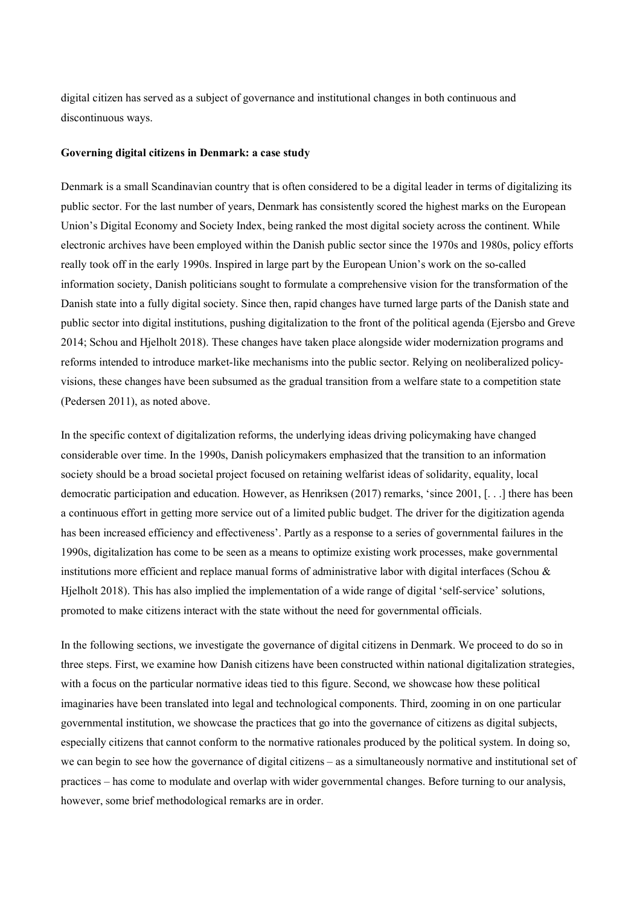digital citizen has served as a subject of governance and institutional changes in both continuous and discontinuous ways.

**Governing digital citizens in Denmark: a case study**

Denmark is a small Scandinavian country that is often considered to be a digital leader in terms of digitalizing its public sector. For the last number of years, Denmark has consistently scored the highest marks on the European Union's Digital Economy and Society Index, being ranked the most digital society across the continent. While electronic archives have been employed within the Danish public sector since the 1970s and 1980s, policy efforts really took off in the early 1990s. Inspired in large part by the European Union's work on the so-called information society, Danish politicians sought to formulate a comprehensive vision for the transformation of the Danish state into a fully digital society. Since then, rapid changes have turned large parts of the Danish state and public sector into digital institutions, pushing digitalization to the front of the political agenda (Ejersbo and Greve 2014; Schou and Hjelholt 2018). These changes have taken place alongside wider modernization programs and reforms intended to introduce market-like mechanisms into the public sector. Relying on neoliberalized policy-visions, these changes have been subsumed as the gradual transition from a welfare state to a competition state (Pedersen 2011), as noted above.

In the specific context of digitalization reforms, the underlying ideas driving policymaking have changed considerable over time. In the 1990s, Danish policymakers emphasized that the transition to an information society should be a broad societal project focused on retaining welfarist ideas of solidarity, equality, local democratic participation and education. However, as Henriksen (2017) remarks, 'since 2001, [. . .] there has been a continuous effort in getting more service out of a limited public budget. The driver for the digitization agenda has been increased efficiency and effectiveness'. Partly as a response to a series of governmental failures in the 1990s, digitalization has come to be seen as a means to optimize existing work processes, make governmental institutions more efficient and replace manual forms of administrative labor with digital interfaces (Schou & Hjelholt 2018). This has also implied the implementation of a wide range of digital 'self-service' solutions, promoted to make citizens interact with the state without the need for governmental officials.

In the following sections, we investigate the governance of digital citizens in Denmark. We proceed to do so in three steps. First, we examine how Danish citizens have been constructed within national digitalization strategies, with a focus on the particular normative ideas tied to this figure. Second, we showcase how these political imaginaries have been translated into legal and technological components. Third, zooming in on one particular governmental institution, we showcase the practices that go into the governance of citizens as digital subjects, especially citizens that cannot conform to the normative rationales produced by the political system. In doing so, we can begin to see how the governance of digital citizens – as a simultaneously normative and institutional set of practices – has come to modulate and overlap with wider governmental changes. Before turning to our analysis, however, some brief methodological remarks are in order.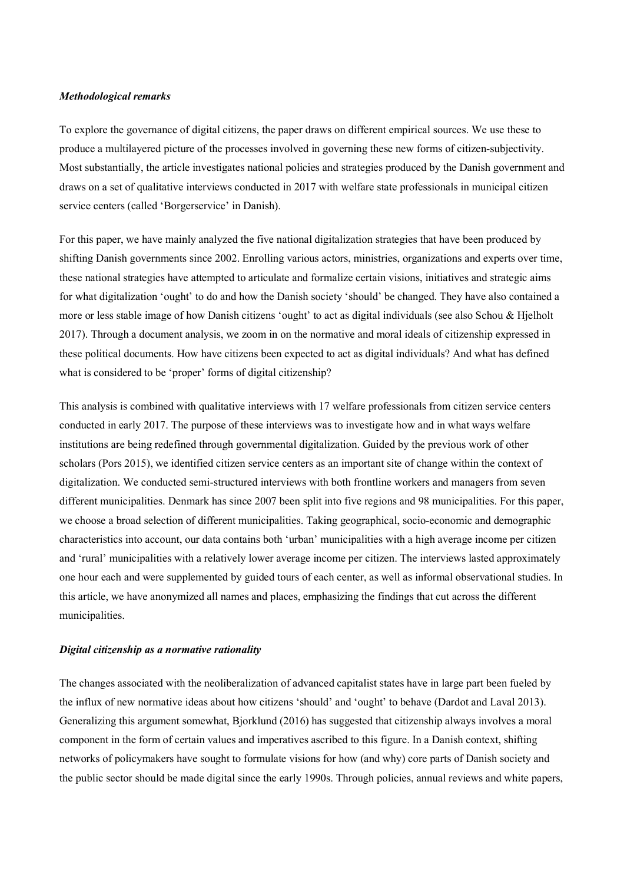### *Methodological remarks*

To explore the governance of digital citizens, the paper draws on different empirical sources. We use these to produce a multilayered picture of the processes involved in governing these new forms of citizen-subjectivity. Most substantially, the article investigates national policies and strategies produced by the Danish government and draws on a set of qualitative interviews conducted in 2017 with welfare state professionals in municipal citizen service centers (called 'Borgerservice' in Danish).

For this paper, we have mainly analyzed the five national digitalization strategies that have been produced by shifting Danish governments since 2002. Enrolling various actors, ministries, organizations and experts over time, these national strategies have attempted to articulate and formalize certain visions, initiatives and strategic aims for what digitalization 'ought' to do and how the Danish society 'should' be changed. They have also contained a more or less stable image of how Danish citizens 'ought' to act as digital individuals (see also Schou & Hjelholt 2017). Through a document analysis, we zoom in on the normative and moral ideals of citizenship expressed in these political documents. How have citizens been expected to act as digital individuals? And what has defined what is considered to be 'proper' forms of digital citizenship?

This analysis is combined with qualitative interviews with 17 welfare professionals from citizen service centers conducted in early 2017. The purpose of these interviews was to investigate how and in what ways welfare institutions are being redefined through governmental digitalization. Guided by the previous work of other scholars (Pors 2015), we identified citizen service centers as an important site of change within the context of digitalization. We conducted semi-structured interviews with both frontline workers and managers from seven different municipalities. Denmark has since 2007 been split into five regions and 98 municipalities. For this paper, we choose a broad selection of different municipalities. Taking geographical, socio-economic and demographic characteristics into account, our data contains both 'urban' municipalities with a high average income per citizen and 'rural' municipalities with a relatively lower average income per citizen. The interviews lasted approximately one hour each and were supplemented by guided tours of each center, as well as informal observational studies. In this article, we have anonymized all names and places, emphasizing the findings that cut across the different municipalities.

### *Digital citizenship as a normative rationality*

The changes associated with the neoliberalization of advanced capitalist states have in large part been fueled by the influx of new normative ideas about how citizens 'should' and 'ought' to behave (Dardot and Laval 2013). Generalizing this argument somewhat, Bjorklund (2016) has suggested that citizenship always involves a moral component in the form of certain values and imperatives ascribed to this figure. In a Danish context, shifting networks of policymakers have sought to formulate visions for how (and why) core parts of Danish society and the public sector should be made digital since the early 1990s. Through policies, annual reviews and white papers,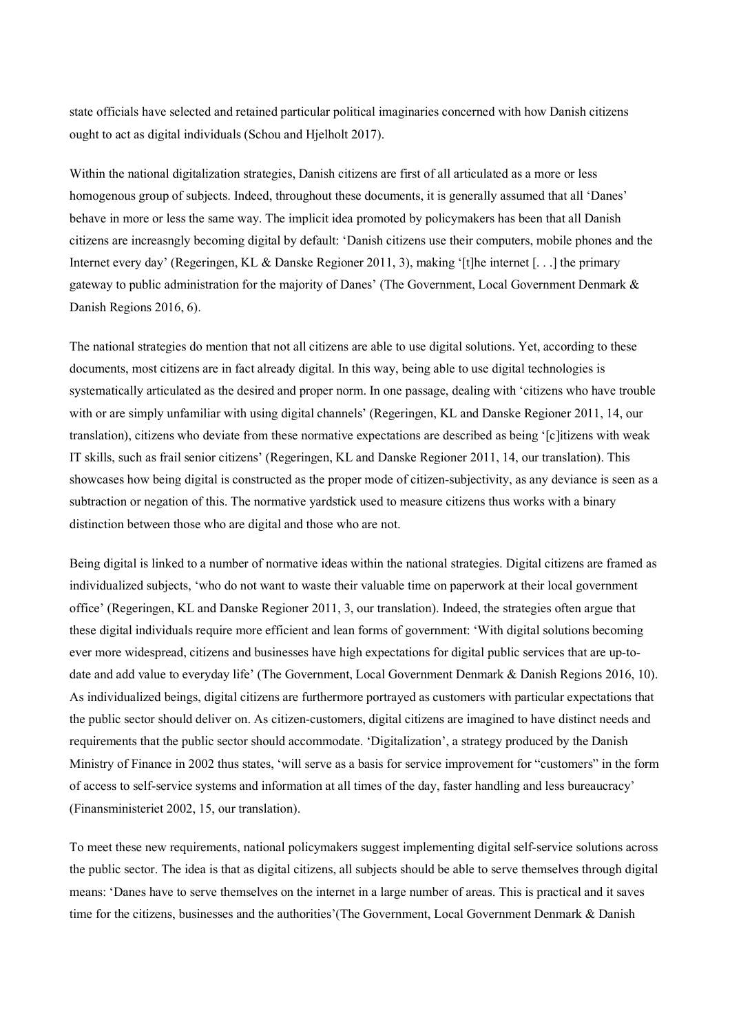state officials have selected and retained particular political imaginaries concerned with how Danish citizens ought to act as digital individuals (Schou and Hjelholt 2017).

Within the national digitalization strategies, Danish citizens are first of all articulated as a more or less homogenous group of subjects. Indeed, throughout these documents, it is generally assumed that all 'Danes' behave in more or less the same way. The implicit idea promoted by policymakers has been that all Danish citizens are increasngly becoming digital by default: 'Danish citizens use their computers, mobile phones and the Internet every day' (Regeringen, KL & Danske Regioner 2011, 3), making '[t]he internet [. . .] the primary gateway to public administration for the majority of Danes' (The Government, Local Government Denmark & Danish Regions 2016, 6).

The national strategies do mention that not all citizens are able to use digital solutions. Yet, according to these documents, most citizens are in fact already digital. In this way, being able to use digital technologies is systematically articulated as the desired and proper norm. In one passage, dealing with 'citizens who have trouble with or are simply unfamiliar with using digital channels' (Regeringen, KL and Danske Regioner 2011, 14, our translation), citizens who deviate from these normative expectations are described as being '[c]itizens with weak IT skills, such as frail senior citizens' (Regeringen, KL and Danske Regioner 2011, 14, our translation). This showcases how being digital is constructed as the proper mode of citizen-subjectivity, as any deviance is seen as a subtraction or negation of this. The normative yardstick used to measure citizens thus works with a binary distinction between those who are digital and those who are not.

Being digital is linked to a number of normative ideas within the national strategies. Digital citizens are framed as individualized subjects, 'who do not want to waste their valuable time on paperwork at their local government office' (Regeringen, KL and Danske Regioner 2011, 3, our translation). Indeed, the strategies often argue that these digital individuals require more efficient and lean forms of government: 'With digital solutions becoming ever more widespread, citizens and businesses have high expectations for digital public services that are up-to-date and add value to everyday life' (The Government, Local Government Denmark & Danish Regions 2016, 10). As individualized beings, digital citizens are furthermore portrayed as customers with particular expectations that the public sector should deliver on. As citizen-customers, digital citizens are imagined to have distinct needs and requirements that the public sector should accommodate. 'Digitalization', a strategy produced by the Danish Ministry of Finance in 2002 thus states, 'will serve as a basis for service improvement for "customers" in the form of access to self-service systems and information at all times of the day, faster handling and less bureaucracy' (Finansministeriet 2002, 15, our translation).

To meet these new requirements, national policymakers suggest implementing digital self-service solutions across the public sector. The idea is that as digital citizens, all subjects should be able to serve themselves through digital means: 'Danes have to serve themselves on the internet in a large number of areas. This is practical and it saves time for the citizens, businesses and the authorities'(The Government, Local Government Denmark & Danish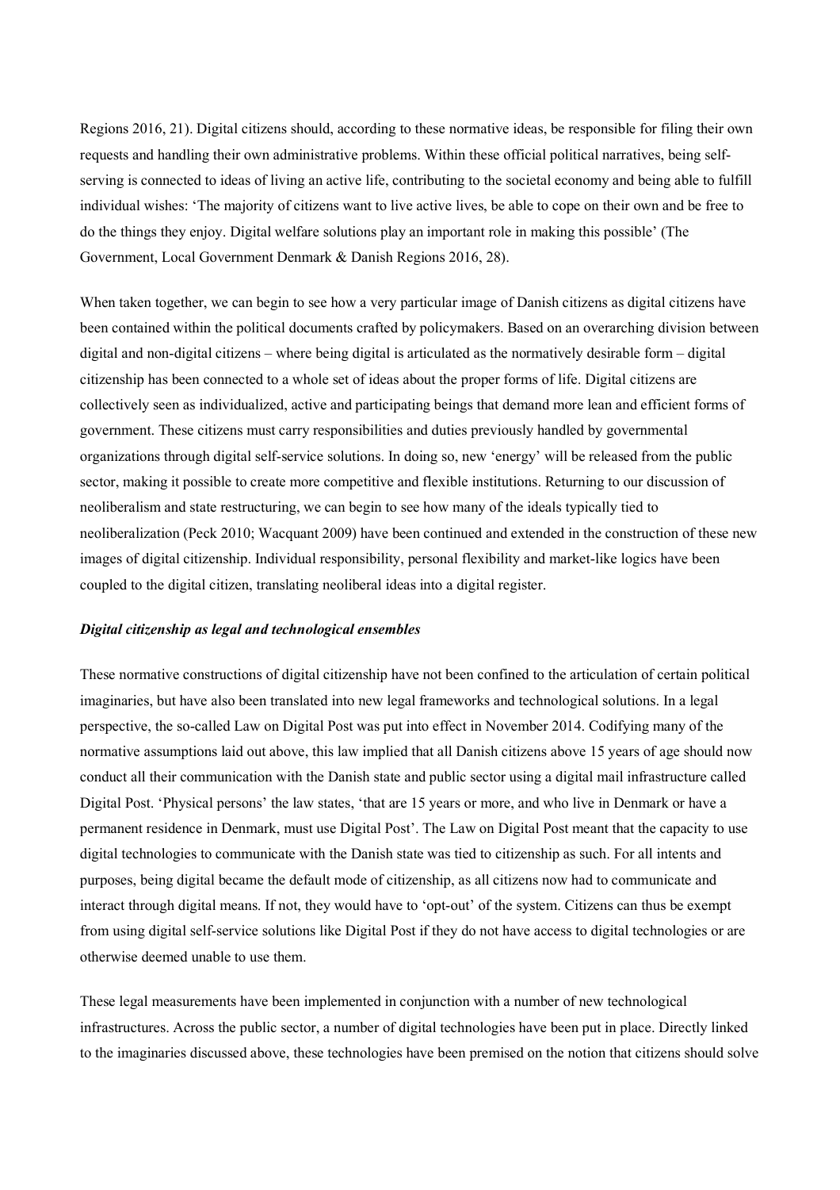Regions 2016, 21). Digital citizens should, according to these normative ideas, be responsible for filing their own requests and handling their own administrative problems. Within these official political narratives, being self-serving is connected to ideas of living an active life, contributing to the societal economy and being able to fulfill individual wishes: 'The majority of citizens want to live active lives, be able to cope on their own and be free to do the things they enjoy. Digital welfare solutions play an important role in making this possible' (The Government, Local Government Denmark & Danish Regions 2016, 28).

When taken together, we can begin to see how a very particular image of Danish citizens as digital citizens have been contained within the political documents crafted by policymakers. Based on an overarching division between digital and non-digital citizens – where being digital is articulated as the normatively desirable form – digital citizenship has been connected to a whole set of ideas about the proper forms of life. Digital citizens are collectively seen as individualized, active and participating beings that demand more lean and efficient forms of government. These citizens must carry responsibilities and duties previously handled by governmental organizations through digital self-service solutions. In doing so, new 'energy' will be released from the public sector, making it possible to create more competitive and flexible institutions. Returning to our discussion of neoliberalism and state restructuring, we can begin to see how many of the ideals typically tied to neoliberalization (Peck 2010; Wacquant 2009) have been continued and extended in the construction of these new images of digital citizenship. Individual responsibility, personal flexibility and market-like logics have been coupled to the digital citizen, translating neoliberal ideas into a digital register.

### *Digital citizenship as legal and technological ensembles*

These normative constructions of digital citizenship have not been confined to the articulation of certain political imaginaries, but have also been translated into new legal frameworks and technological solutions. In a legal perspective, the so-called Law on Digital Post was put into effect in November 2014. Codifying many of the normative assumptions laid out above, this law implied that all Danish citizens above 15 years of age should now conduct all their communication with the Danish state and public sector using a digital mail infrastructure called Digital Post. 'Physical persons' the law states, 'that are 15 years or more, and who live in Denmark or have a permanent residence in Denmark, must use Digital Post'. The Law on Digital Post meant that the capacity to use digital technologies to communicate with the Danish state was tied to citizenship as such. For all intents and purposes, being digital became the default mode of citizenship, as all citizens now had to communicate and interact through digital means. If not, they would have to 'opt-out' of the system. Citizens can thus be exempt from using digital self-service solutions like Digital Post if they do not have access to digital technologies or are otherwise deemed unable to use them.

These legal measurements have been implemented in conjunction with a number of new technological infrastructures. Across the public sector, a number of digital technologies have been put in place. Directly linked to the imaginaries discussed above, these technologies have been premised on the notion that citizens should solve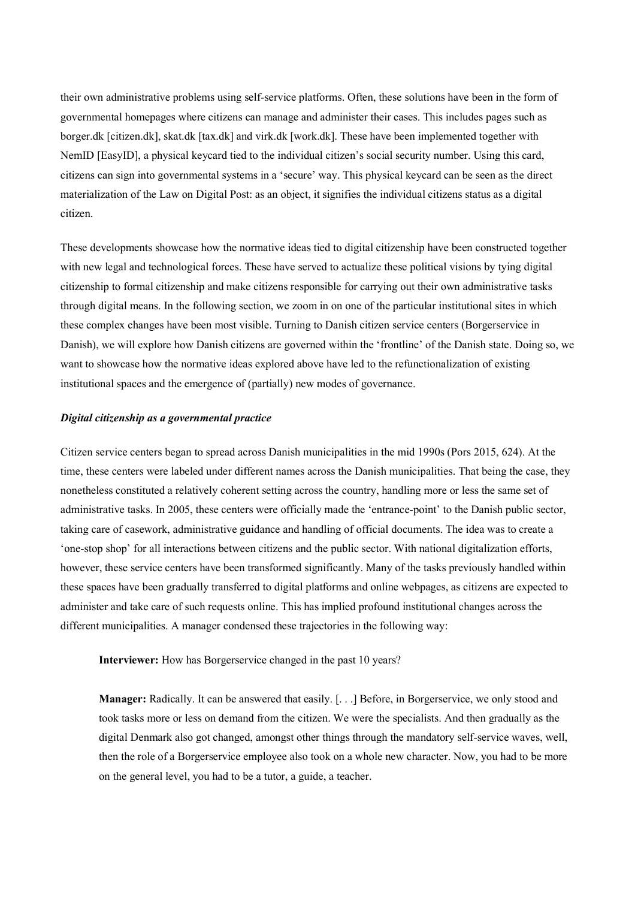their own administrative problems using self-service platforms. Often, these solutions have been in the form of governmental homepages where citizens can manage and administer their cases. This includes pages such as borger.dk [citizen.dk], skat.dk [tax.dk] and virk.dk [work.dk]. These have been implemented together with NemID [EasyID], a physical keycard tied to the individual citizen's social security number. Using this card, citizens can sign into governmental systems in a 'secure' way. This physical keycard can be seen as the direct materialization of the Law on Digital Post: as an object, it signifies the individual citizens status as a digital citizen.

These developments showcase how the normative ideas tied to digital citizenship have been constructed together with new legal and technological forces. These have served to actualize these political visions by tying digital citizenship to formal citizenship and make citizens responsible for carrying out their own administrative tasks through digital means. In the following section, we zoom in on one of the particular institutional sites in which these complex changes have been most visible. Turning to Danish citizen service centers (Borgerservice in Danish), we will explore how Danish citizens are governed within the 'frontline' of the Danish state. Doing so, we want to showcase how the normative ideas explored above have led to the refunctionalization of existing institutional spaces and the emergence of (partially) new modes of governance.

### *Digital citizenship as a governmental practice*

Citizen service centers began to spread across Danish municipalities in the mid 1990s (Pors 2015, 624). At the time, these centers were labeled under different names across the Danish municipalities. That being the case, they nonetheless constituted a relatively coherent setting across the country, handling more or less the same set of administrative tasks. In 2005, these centers were officially made the 'entrance-point' to the Danish public sector, taking care of casework, administrative guidance and handling of official documents. The idea was to create a 'one-stop shop' for all interactions between citizens and the public sector. With national digitalization efforts, however, these service centers have been transformed significantly. Many of the tasks previously handled within these spaces have been gradually transferred to digital platforms and online webpages, as citizens are expected to administer and take care of such requests online. This has implied profound institutional changes across the different municipalities. A manager condensed these trajectories in the following way:

> **Interviewer:** How has Borgerservice changed in the past 10 years?
>
> **Manager:** Radically. It can be answered that easily. [. . .] Before, in Borgerservice, we only stood and took tasks more or less on demand from the citizen. We were the specialists. And then gradually as the digital Denmark also got changed, amongst other things through the mandatory self-service waves, well, then the role of a Borgerservice employee also took on a whole new character. Now, you had to be more on the general level, you had to be a tutor, a guide, a teacher.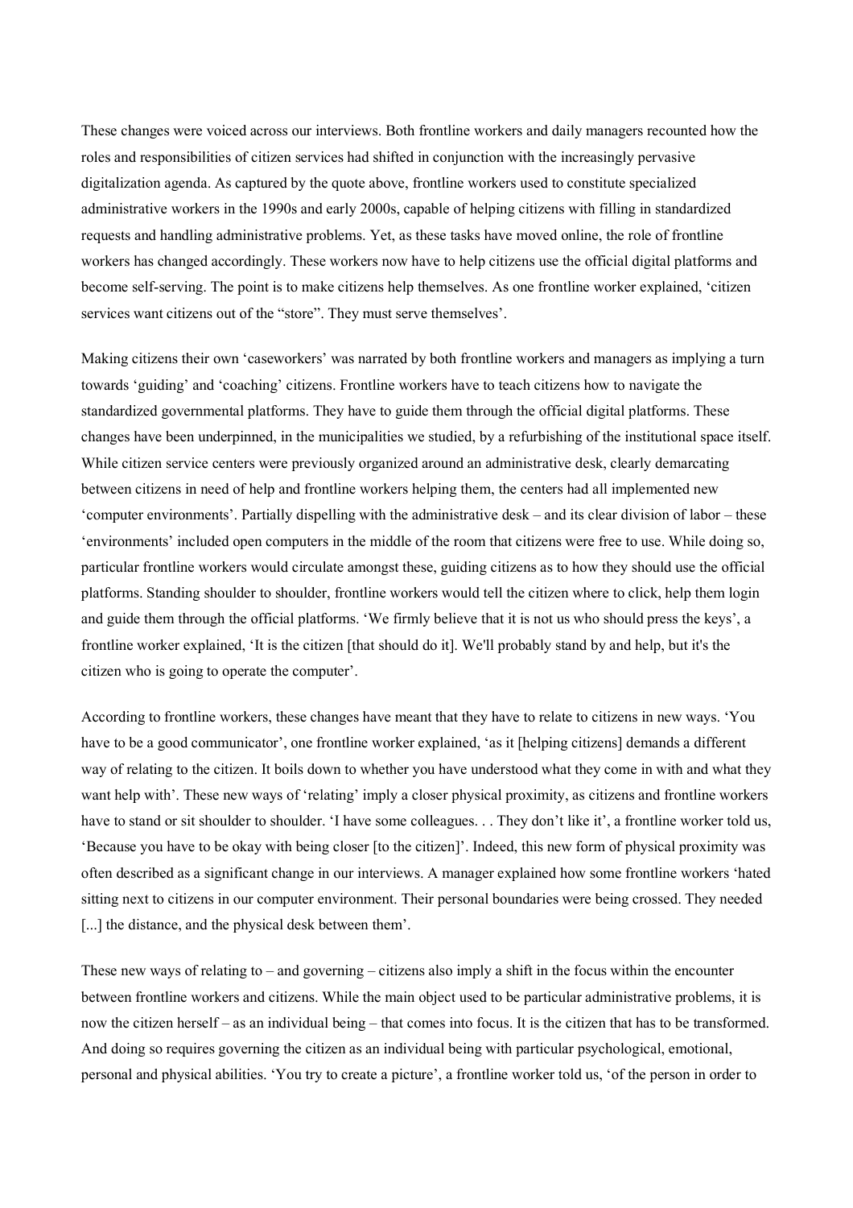These changes were voiced across our interviews. Both frontline workers and daily managers recounted how the roles and responsibilities of citizen services had shifted in conjunction with the increasingly pervasive digitalization agenda. As captured by the quote above, frontline workers used to constitute specialized administrative workers in the 1990s and early 2000s, capable of helping citizens with filling in standardized requests and handling administrative problems. Yet, as these tasks have moved online, the role of frontline workers has changed accordingly. These workers now have to help citizens use the official digital platforms and become self-serving. The point is to make citizens help themselves. As one frontline worker explained, 'citizen services want citizens out of the "store". They must serve themselves'.

Making citizens their own 'caseworkers' was narrated by both frontline workers and managers as implying a turn towards 'guiding' and 'coaching' citizens. Frontline workers have to teach citizens how to navigate the standardized governmental platforms. They have to guide them through the official digital platforms. These changes have been underpinned, in the municipalities we studied, by a refurbishing of the institutional space itself. While citizen service centers were previously organized around an administrative desk, clearly demarcating between citizens in need of help and frontline workers helping them, the centers had all implemented new 'computer environments'. Partially dispelling with the administrative desk – and its clear division of labor – these 'environments' included open computers in the middle of the room that citizens were free to use. While doing so, particular frontline workers would circulate amongst these, guiding citizens as to how they should use the official platforms. Standing shoulder to shoulder, frontline workers would tell the citizen where to click, help them login and guide them through the official platforms. 'We firmly believe that it is not us who should press the keys', a frontline worker explained, 'It is the citizen [that should do it]. We'll probably stand by and help, but it's the citizen who is going to operate the computer'.

According to frontline workers, these changes have meant that they have to relate to citizens in new ways. 'You have to be a good communicator', one frontline worker explained, 'as it [helping citizens] demands a different way of relating to the citizen. It boils down to whether you have understood what they come in with and what they want help with'. These new ways of 'relating' imply a closer physical proximity, as citizens and frontline workers have to stand or sit shoulder to shoulder. 'I have some colleagues. . . They don't like it', a frontline worker told us, 'Because you have to be okay with being closer [to the citizen]'. Indeed, this new form of physical proximity was often described as a significant change in our interviews. A manager explained how some frontline workers 'hated sitting next to citizens in our computer environment. Their personal boundaries were being crossed. They needed [...] the distance, and the physical desk between them'.

These new ways of relating to – and governing – citizens also imply a shift in the focus within the encounter between frontline workers and citizens. While the main object used to be particular administrative problems, it is now the citizen herself – as an individual being – that comes into focus. It is the citizen that has to be transformed. And doing so requires governing the citizen as an individual being with particular psychological, emotional, personal and physical abilities. 'You try to create a picture', a frontline worker told us, 'of the person in order to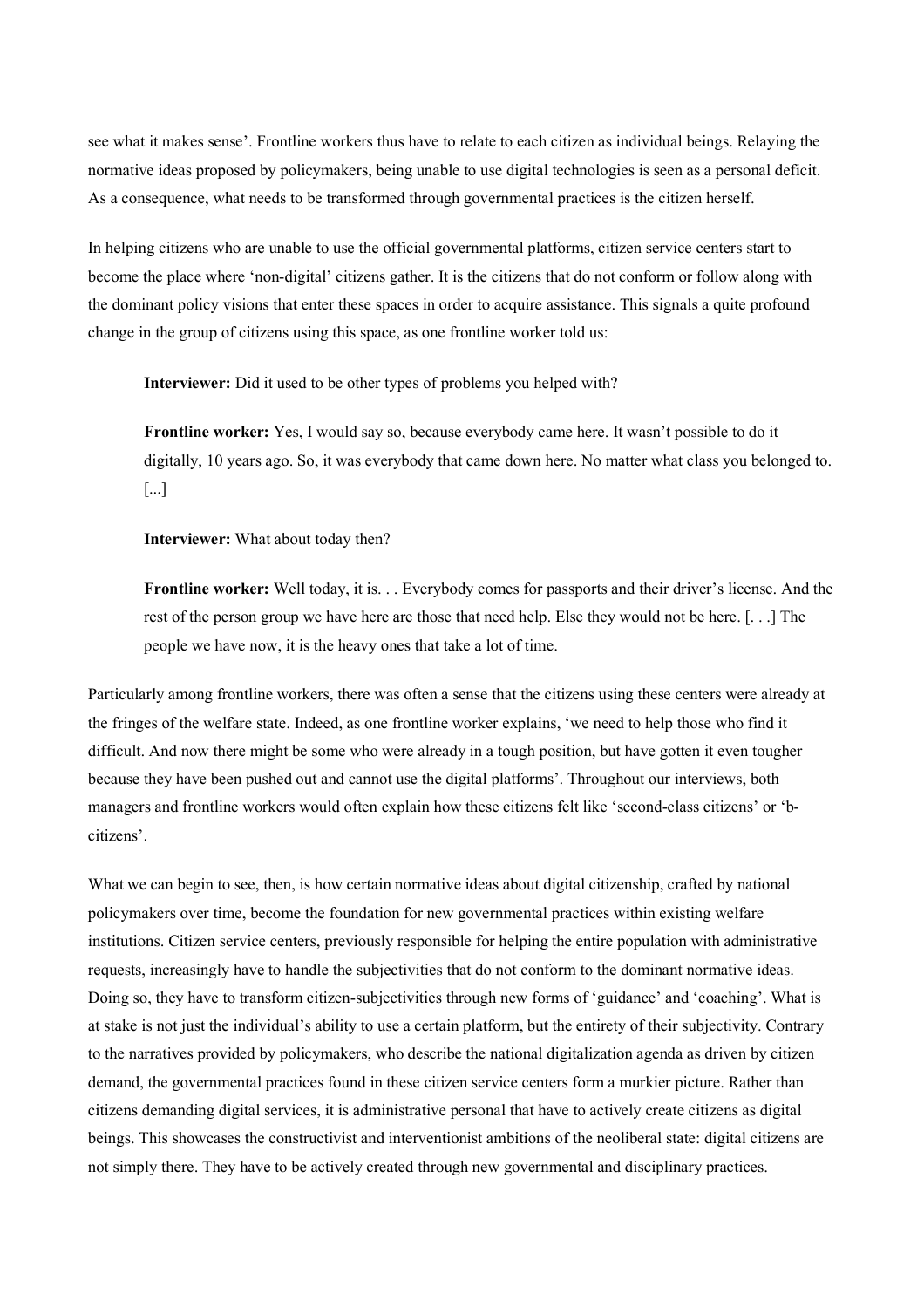see what it makes sense'. Frontline workers thus have to relate to each citizen as individual beings. Relaying the normative ideas proposed by policymakers, being unable to use digital technologies is seen as a personal deficit. As a consequence, what needs to be transformed through governmental practices is the citizen herself.

In helping citizens who are unable to use the official governmental platforms, citizen service centers start to become the place where 'non-digital' citizens gather. It is the citizens that do not conform or follow along with the dominant policy visions that enter these spaces in order to acquire assistance. This signals a quite profound change in the group of citizens using this space, as one frontline worker told us:

> **Interviewer:** Did it used to be other types of problems you helped with?
>
> **Frontline worker:** Yes, I would say so, because everybody came here. It wasn't possible to do it digitally, 10 years ago. So, it was everybody that came down here. No matter what class you belonged to. [...]
>
> **Interviewer:** What about today then?
>
> **Frontline worker:** Well today, it is. . . Everybody comes for passports and their driver's license. And the rest of the person group we have here are those that need help. Else they would not be here. [. . .] The people we have now, it is the heavy ones that take a lot of time.

Particularly among frontline workers, there was often a sense that the citizens using these centers were already at the fringes of the welfare state. Indeed, as one frontline worker explains, 'we need to help those who find it difficult. And now there might be some who were already in a tough position, but have gotten it even tougher because they have been pushed out and cannot use the digital platforms'. Throughout our interviews, both managers and frontline workers would often explain how these citizens felt like 'second-class citizens' or 'b-citizens'.

What we can begin to see, then, is how certain normative ideas about digital citizenship, crafted by national policymakers over time, become the foundation for new governmental practices within existing welfare institutions. Citizen service centers, previously responsible for helping the entire population with administrative requests, increasingly have to handle the subjectivities that do not conform to the dominant normative ideas. Doing so, they have to transform citizen-subjectivities through new forms of 'guidance' and 'coaching'. What is at stake is not just the individual's ability to use a certain platform, but the entirety of their subjectivity. Contrary to the narratives provided by policymakers, who describe the national digitalization agenda as driven by citizen demand, the governmental practices found in these citizen service centers form a murkier picture. Rather than citizens demanding digital services, it is administrative personal that have to actively create citizens as digital beings. This showcases the constructivist and interventionist ambitions of the neoliberal state: digital citizens are not simply there. They have to be actively created through new governmental and disciplinary practices.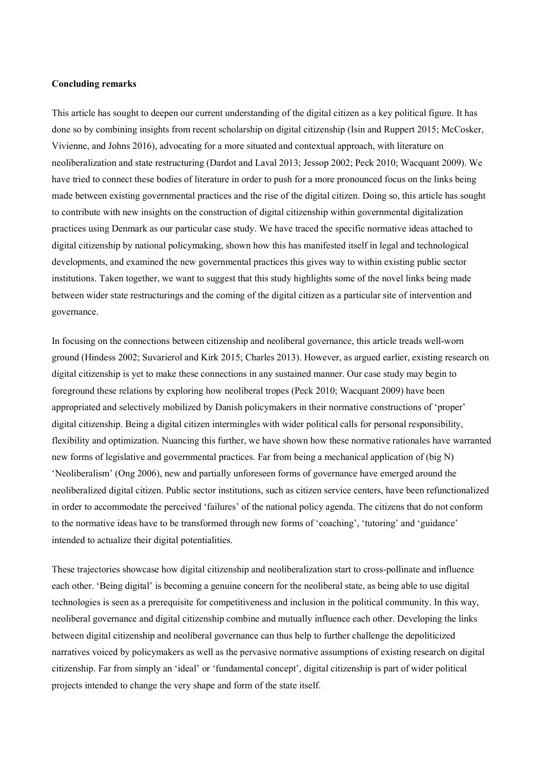**Concluding remarks**

This article has sought to deepen our current understanding of the digital citizen as a key political figure. It has done so by combining insights from recent scholarship on digital citizenship (Isin and Ruppert 2015; McCosker, Vivienne, and Johns 2016), advocating for a more situated and contextual approach, with literature on neoliberalization and state restructuring (Dardot and Laval 2013; Jessop 2002; Peck 2010; Wacquant 2009). We have tried to connect these bodies of literature in order to push for a more pronounced focus on the links being made between existing governmental practices and the rise of the digital citizen. Doing so, this article has sought to contribute with new insights on the construction of digital citizenship within governmental digitalization practices using Denmark as our particular case study. We have traced the specific normative ideas attached to digital citizenship by national policymaking, shown how this has manifested itself in legal and technological developments, and examined the new governmental practices this gives way to within existing public sector institutions. Taken together, we want to suggest that this study highlights some of the novel links being made between wider state restructurings and the coming of the digital citizen as a particular site of intervention and governance.

In focusing on the connections between citizenship and neoliberal governance, this article treads well-worn ground (Hindess 2002; Suvarierol and Kirk 2015; Charles 2013). However, as argued earlier, existing research on digital citizenship is yet to make these connections in any sustained manner. Our case study may begin to foreground these relations by exploring how neoliberal tropes (Peck 2010; Wacquant 2009) have been appropriated and selectively mobilized by Danish policymakers in their normative constructions of 'proper' digital citizenship. Being a digital citizen intermingles with wider political calls for personal responsibility, flexibility and optimization. Nuancing this further, we have shown how these normative rationales have warranted new forms of legislative and governmental practices. Far from being a mechanical application of (big N) 'Neoliberalism' (Ong 2006), new and partially unforeseen forms of governance have emerged around the neoliberalized digital citizen. Public sector institutions, such as citizen service centers, have been refunctionalized in order to accommodate the perceived 'failures' of the national policy agenda. The citizens that do not conform to the normative ideas have to be transformed through new forms of 'coaching', 'tutoring' and 'guidance' intended to actualize their digital potentialities.

These trajectories showcase how digital citizenship and neoliberalization start to cross-pollinate and influence each other. 'Being digital' is becoming a genuine concern for the neoliberal state, as being able to use digital technologies is seen as a prerequisite for competitiveness and inclusion in the political community. In this way, neoliberal governance and digital citizenship combine and mutually influence each other. Developing the links between digital citizenship and neoliberal governance can thus help to further challenge the depoliticized narratives voiced by policymakers as well as the pervasive normative assumptions of existing research on digital citizenship. Far from simply an 'ideal' or 'fundamental concept', digital citizenship is part of wider political projects intended to change the very shape and form of the state itself.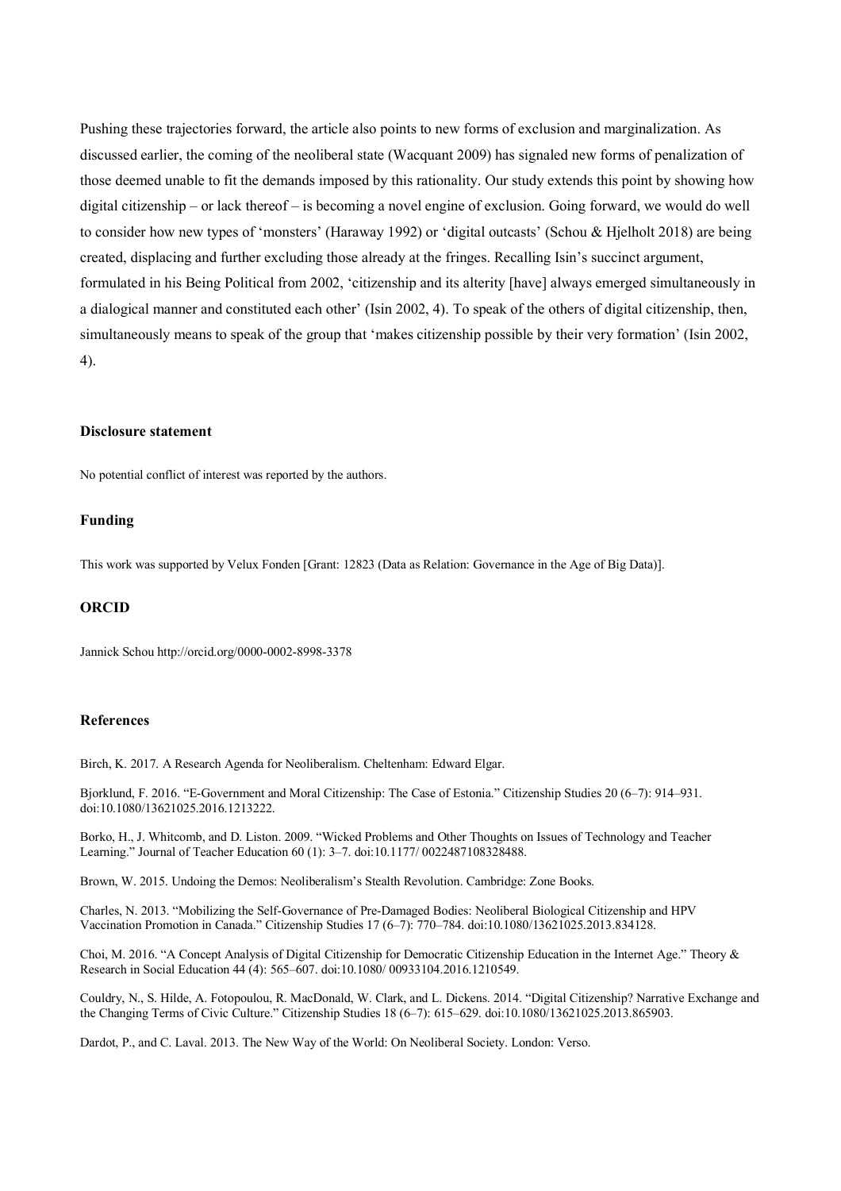Pushing these trajectories forward, the article also points to new forms of exclusion and marginalization. As discussed earlier, the coming of the neoliberal state (Wacquant 2009) has signaled new forms of penalization of those deemed unable to fit the demands imposed by this rationality. Our study extends this point by showing how digital citizenship – or lack thereof – is becoming a novel engine of exclusion. Going forward, we would do well to consider how new types of 'monsters' (Haraway 1992) or 'digital outcasts' (Schou & Hjelholt 2018) are being created, displacing and further excluding those already at the fringes. Recalling Isin's succinct argument, formulated in his Being Political from 2002, 'citizenship and its alterity [have] always emerged simultaneously in a dialogical manner and constituted each other' (Isin 2002, 4). To speak of the others of digital citizenship, then, simultaneously means to speak of the group that 'makes citizenship possible by their very formation' (Isin 2002, 4).

### Disclosure statement

No potential conflict of interest was reported by the authors.

### Funding

This work was supported by Velux Fonden [Grant: 12823 (Data as Relation: Governance in the Age of Big Data)].

### ORCID

Jannick Schou http://orcid.org/0000-0002-8998-3378

### References

Birch, K. 2017. A Research Agenda for Neoliberalism. Cheltenham: Edward Elgar.

Bjorklund, F. 2016. "E-Government and Moral Citizenship: The Case of Estonia." Citizenship Studies 20 (6–7): 914–931. doi:10.1080/13621025.2016.1213222.

Borko, H., J. Whitcomb, and D. Liston. 2009. "Wicked Problems and Other Thoughts on Issues of Technology and Teacher Learning." Journal of Teacher Education 60 (1): 3–7. doi:10.1177/ 0022487108328488.

Brown, W. 2015. Undoing the Demos: Neoliberalism's Stealth Revolution. Cambridge: Zone Books.

Charles, N. 2013. "Mobilizing the Self-Governance of Pre-Damaged Bodies: Neoliberal Biological Citizenship and HPV Vaccination Promotion in Canada." Citizenship Studies 17 (6–7): 770–784. doi:10.1080/13621025.2013.834128.

Choi, M. 2016. "A Concept Analysis of Digital Citizenship for Democratic Citizenship Education in the Internet Age." Theory & Research in Social Education 44 (4): 565–607. doi:10.1080/ 00933104.2016.1210549.

Couldry, N., S. Hilde, A. Fotopoulou, R. MacDonald, W. Clark, and L. Dickens. 2014. "Digital Citizenship? Narrative Exchange and the Changing Terms of Civic Culture." Citizenship Studies 18 (6–7): 615–629. doi:10.1080/13621025.2013.865903.

Dardot, P., and C. Laval. 2013. The New Way of the World: On Neoliberal Society. London: Verso.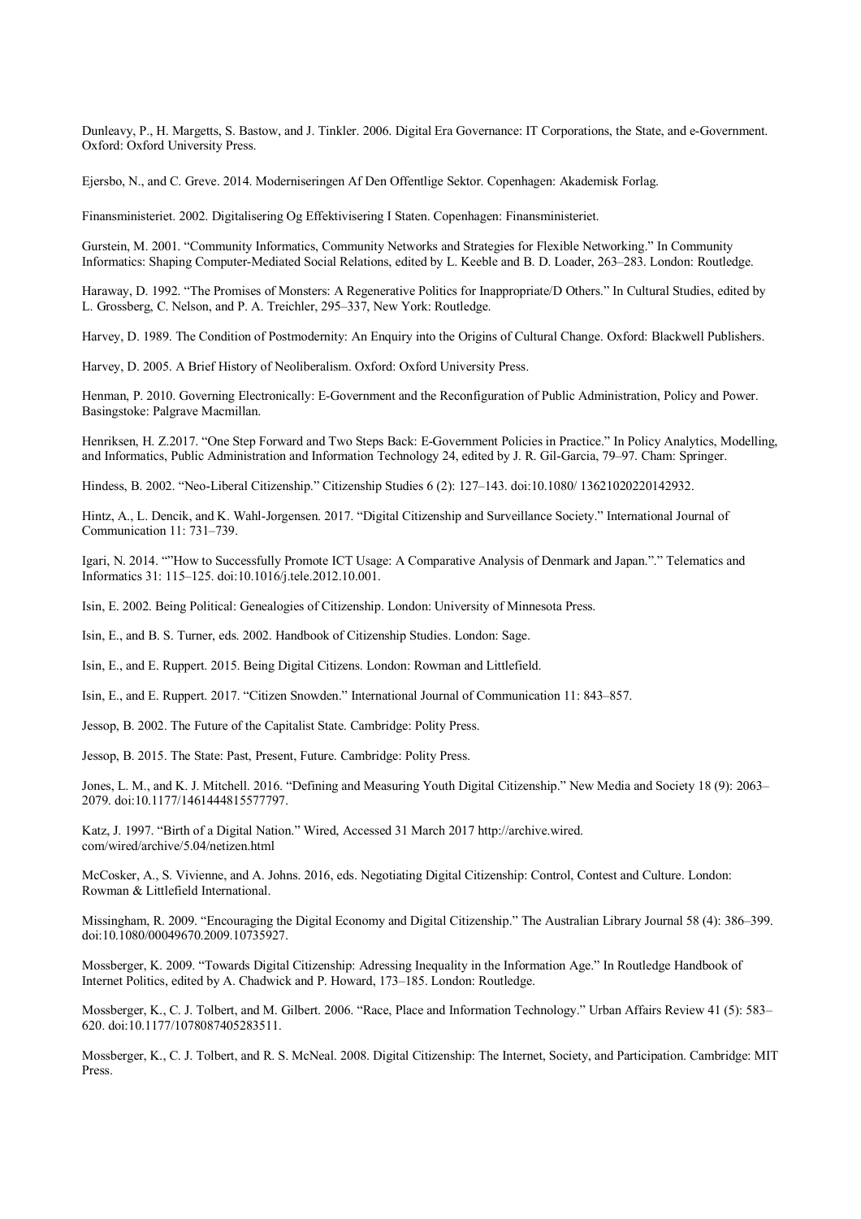Dunleavy, P., H. Margetts, S. Bastow, and J. Tinkler. 2006. Digital Era Governance: IT Corporations, the State, and e-Government. Oxford: Oxford University Press.

Ejersbo, N., and C. Greve. 2014. Moderniseringen Af Den Offentlige Sektor. Copenhagen: Akademisk Forlag.

Finansministeriet. 2002. Digitalisering Og Effektivisering I Staten. Copenhagen: Finansministeriet.

Gurstein, M. 2001. "Community Informatics, Community Networks and Strategies for Flexible Networking." In Community Informatics: Shaping Computer-Mediated Social Relations, edited by L. Keeble and B. D. Loader, 263–283. London: Routledge.

Haraway, D. 1992. "The Promises of Monsters: A Regenerative Politics for Inappropriate/D Others." In Cultural Studies, edited by L. Grossberg, C. Nelson, and P. A. Treichler, 295–337, New York: Routledge.

Harvey, D. 1989. The Condition of Postmodernity: An Enquiry into the Origins of Cultural Change. Oxford: Blackwell Publishers.

Harvey, D. 2005. A Brief History of Neoliberalism. Oxford: Oxford University Press.

Henman, P. 2010. Governing Electronically: E-Government and the Reconfiguration of Public Administration, Policy and Power. Basingstoke: Palgrave Macmillan.

Henriksen, H. Z.2017. "One Step Forward and Two Steps Back: E-Government Policies in Practice." In Policy Analytics, Modelling, and Informatics, Public Administration and Information Technology 24, edited by J. R. Gil-Garcia, 79–97. Cham: Springer.

Hindess, B. 2002. "Neo-Liberal Citizenship." Citizenship Studies 6 (2): 127–143. doi:10.1080/ 13621020220142932.

Hintz, A., L. Dencik, and K. Wahl-Jorgensen. 2017. "Digital Citizenship and Surveillance Society." International Journal of Communication 11: 731–739.

Igari, N. 2014. ""How to Successfully Promote ICT Usage: A Comparative Analysis of Denmark and Japan."." Telematics and Informatics 31: 115–125. doi:10.1016/j.tele.2012.10.001.

Isin, E. 2002. Being Political: Genealogies of Citizenship. London: University of Minnesota Press.

Isin, E., and B. S. Turner, eds. 2002. Handbook of Citizenship Studies. London: Sage.

Isin, E., and E. Ruppert. 2015. Being Digital Citizens. London: Rowman and Littlefield.

Isin, E., and E. Ruppert. 2017. "Citizen Snowden." International Journal of Communication 11: 843–857.

Jessop, B. 2002. The Future of the Capitalist State. Cambridge: Polity Press.

Jessop, B. 2015. The State: Past, Present, Future. Cambridge: Polity Press.

Jones, L. M., and K. J. Mitchell. 2016. "Defining and Measuring Youth Digital Citizenship." New Media and Society 18 (9): 2063–2079. doi:10.1177/1461444815577797.

Katz, J. 1997. "Birth of a Digital Nation." Wired, Accessed 31 March 2017 http://archive.wired. com/wired/archive/5.04/netizen.html

McCosker, A., S. Vivienne, and A. Johns. 2016, eds. Negotiating Digital Citizenship: Control, Contest and Culture. London: Rowman & Littlefield International.

Missingham, R. 2009. "Encouraging the Digital Economy and Digital Citizenship." The Australian Library Journal 58 (4): 386–399. doi:10.1080/00049670.2009.10735927.

Mossberger, K. 2009. "Towards Digital Citizenship: Adressing Inequality in the Information Age." In Routledge Handbook of Internet Politics, edited by A. Chadwick and P. Howard, 173–185. London: Routledge.

Mossberger, K., C. J. Tolbert, and M. Gilbert. 2006. "Race, Place and Information Technology." Urban Affairs Review 41 (5): 583–620. doi:10.1177/1078087405283511.

Mossberger, K., C. J. Tolbert, and R. S. McNeal. 2008. Digital Citizenship: The Internet, Society, and Participation. Cambridge: MIT Press.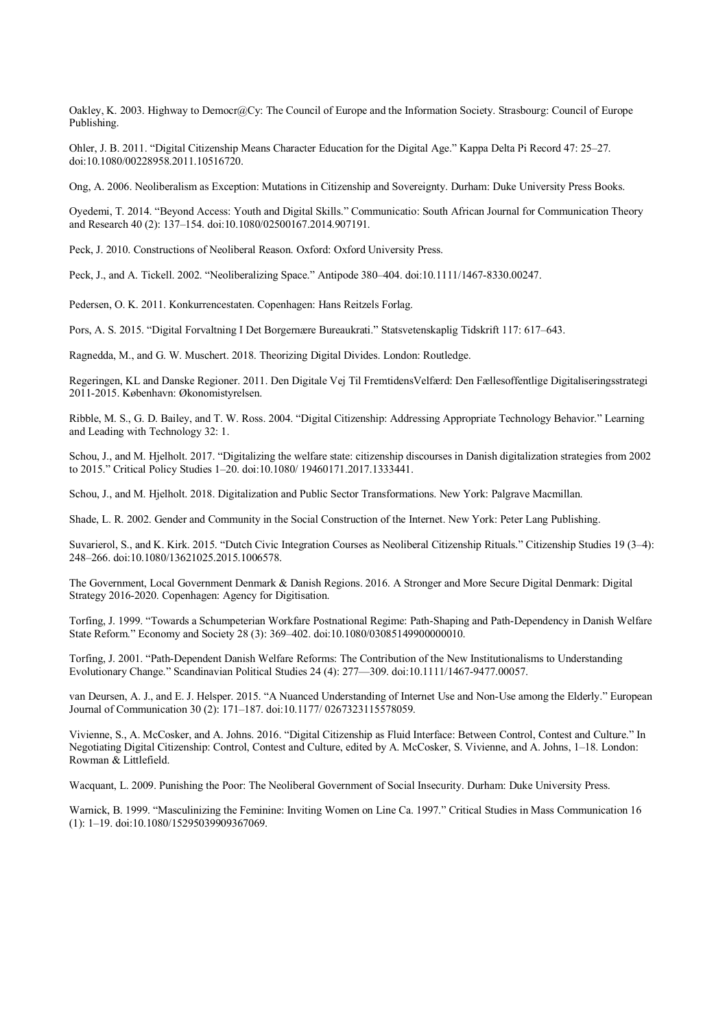Oakley, K. 2003. Highway to Democr@Cy: The Council of Europe and the Information Society. Strasbourg: Council of Europe Publishing.

Ohler, J. B. 2011. "Digital Citizenship Means Character Education for the Digital Age." Kappa Delta Pi Record 47: 25–27. doi:10.1080/00228958.2011.10516720.

Ong, A. 2006. Neoliberalism as Exception: Mutations in Citizenship and Sovereignty. Durham: Duke University Press Books.

Oyedemi, T. 2014. "Beyond Access: Youth and Digital Skills." Communicatio: South African Journal for Communication Theory and Research 40 (2): 137–154. doi:10.1080/02500167.2014.907191.

Peck, J. 2010. Constructions of Neoliberal Reason. Oxford: Oxford University Press.

Peck, J., and A. Tickell. 2002. "Neoliberalizing Space." Antipode 380–404. doi:10.1111/1467-8330.00247.

Pedersen, O. K. 2011. Konkurrencestaten. Copenhagen: Hans Reitzels Forlag.

Pors, A. S. 2015. "Digital Forvaltning I Det Borgernære Bureaukrati." Statsvetenskaplig Tidskrift 117: 617–643.

Ragnedda, M., and G. W. Muschert. 2018. Theorizing Digital Divides. London: Routledge.

Regeringen, KL and Danske Regioner. 2011. Den Digitale Vej Til FremtidensVelfærd: Den Fællesoffentlige Digitaliseringsstrategi 2011-2015. København: Økonomistyrelsen.

Ribble, M. S., G. D. Bailey, and T. W. Ross. 2004. "Digital Citizenship: Addressing Appropriate Technology Behavior." Learning and Leading with Technology 32: 1.

Schou, J., and M. Hjelholt. 2017. "Digitalizing the welfare state: citizenship discourses in Danish digitalization strategies from 2002 to 2015." Critical Policy Studies 1–20. doi:10.1080/ 19460171.2017.1333441.

Schou, J., and M. Hjelholt. 2018. Digitalization and Public Sector Transformations. New York: Palgrave Macmillan.

Shade, L. R. 2002. Gender and Community in the Social Construction of the Internet. New York: Peter Lang Publishing.

Suvarierol, S., and K. Kirk. 2015. "Dutch Civic Integration Courses as Neoliberal Citizenship Rituals." Citizenship Studies 19 (3–4): 248–266. doi:10.1080/13621025.2015.1006578.

The Government, Local Government Denmark & Danish Regions. 2016. A Stronger and More Secure Digital Denmark: Digital Strategy 2016-2020. Copenhagen: Agency for Digitisation.

Torfing, J. 1999. "Towards a Schumpeterian Workfare Postnational Regime: Path-Shaping and Path-Dependency in Danish Welfare State Reform." Economy and Society 28 (3): 369–402. doi:10.1080/03085149900000010.

Torfing, J. 2001. "Path-Dependent Danish Welfare Reforms: The Contribution of the New Institutionalisms to Understanding Evolutionary Change." Scandinavian Political Studies 24 (4): 277—309. doi:10.1111/1467-9477.00057.

van Deursen, A. J., and E. J. Helsper. 2015. "A Nuanced Understanding of Internet Use and Non-Use among the Elderly." European Journal of Communication 30 (2): 171–187. doi:10.1177/ 0267323115578059.

Vivienne, S., A. McCosker, and A. Johns. 2016. "Digital Citizenship as Fluid Interface: Between Control, Contest and Culture." In Negotiating Digital Citizenship: Control, Contest and Culture, edited by A. McCosker, S. Vivienne, and A. Johns, 1–18. London: Rowman & Littlefield.

Wacquant, L. 2009. Punishing the Poor: The Neoliberal Government of Social Insecurity. Durham: Duke University Press.

Warnick, B. 1999. "Masculinizing the Feminine: Inviting Women on Line Ca. 1997." Critical Studies in Mass Communication 16 (1): 1–19. doi:10.1080/15295039909367069.